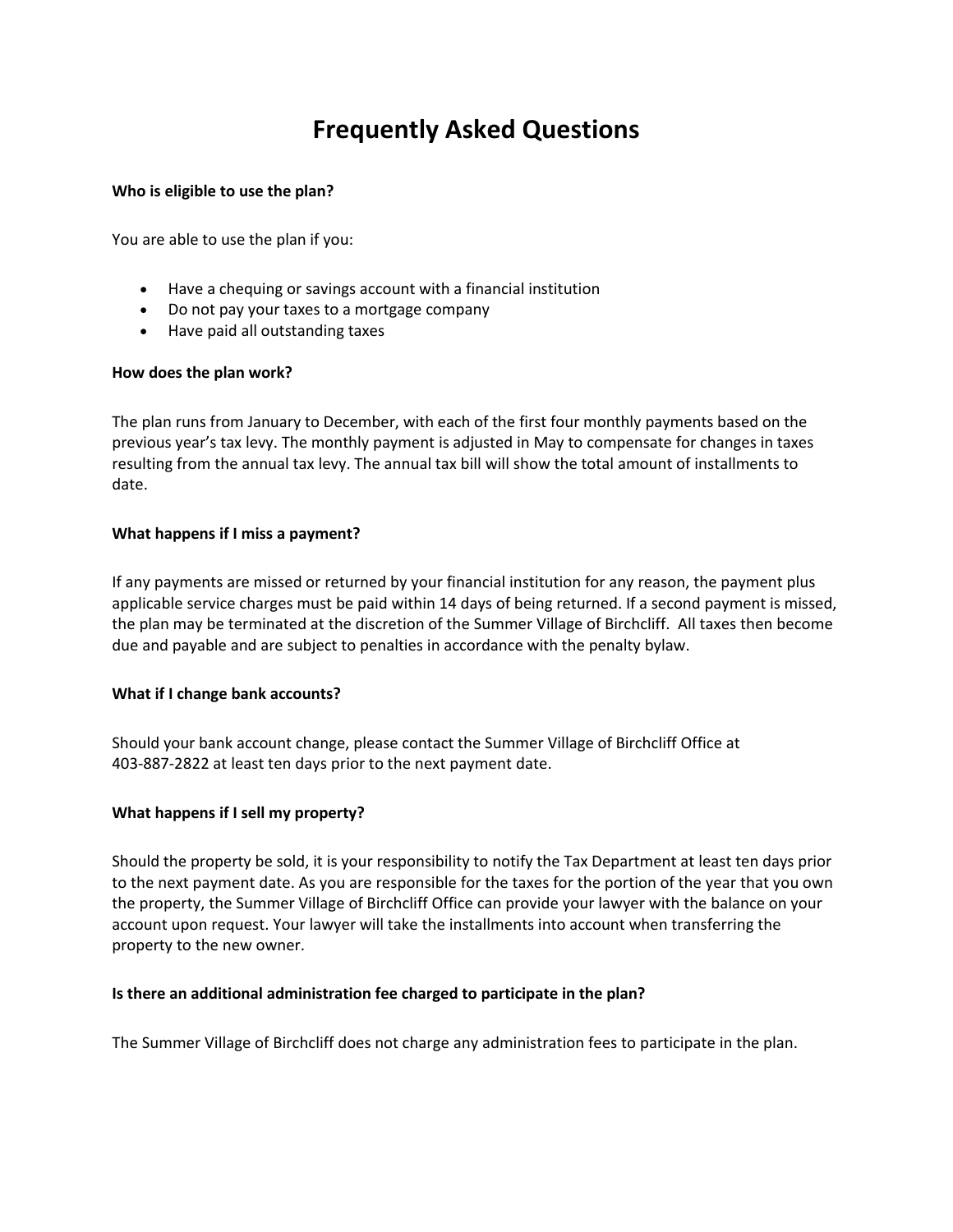# Frequently Asked Questions

**Who is eligible to use the plan?**

You are able to use the plan if you:

- Have a chequing or savings account with a financial institution
- Do not pay your taxes to a mortgage company
- Have paid all outstanding taxes

**How does the plan work?**

The plan runs from January to December, with each of the first four monthly payments based on the previous year's tax levy. The monthly payment is adjusted in May to compensate for changes in taxes resulting from the annual tax levy. The annual tax bill will show the total amount of installments to date.

**What happens if I miss a payment?**

If any payments are missed or returned by your financial institution for any reason, the payment plus applicable service charges must be paid within 14 days of being returned. If a second payment is missed, the plan may be terminated at the discretion of the Summer Village of Birchcliff. All taxes then become due and payable and are subject to penalties in accordance with the penalty bylaw.

**What if I change bank accounts?**

Should your bank account change, please contact the Summer Village of Birchcliff Office at 403-887-2822 at least ten days prior to the next payment date.

**What happens if I sell my property?**

Should the property be sold, it is your responsibility to notify the Tax Department at least ten days prior to the next payment date. As you are responsible for the taxes for the portion of the year that you own the property, the Summer Village of Birchcliff Office can provide your lawyer with the balance on your account upon request. Your lawyer will take the installments into account when transferring the property to the new owner.

**Is there an additional administration fee charged to participate in the plan?**

The Summer Village of Birchcliff does not charge any administration fees to participate in the plan.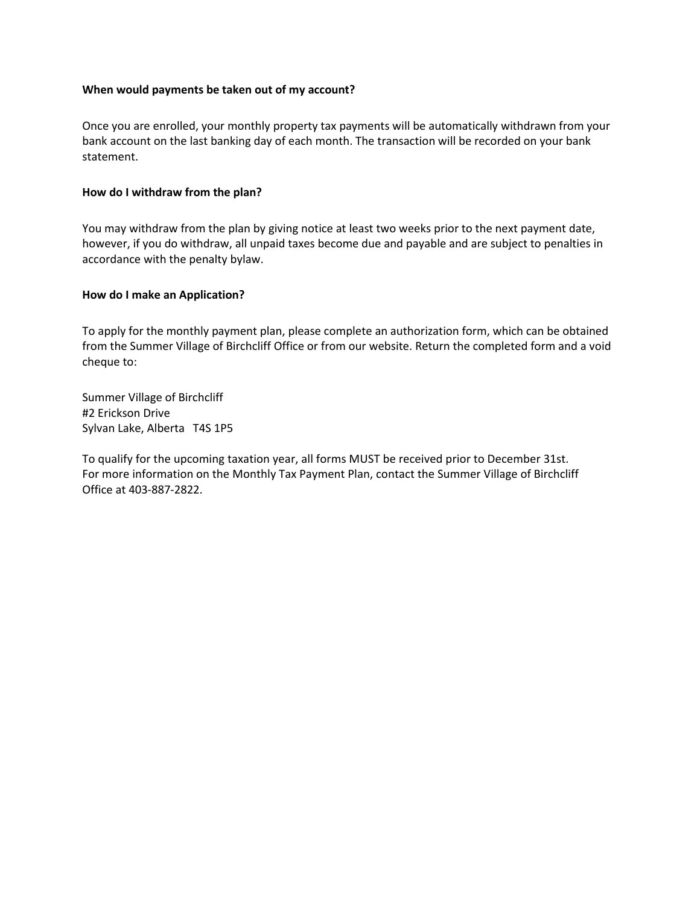**When would payments be taken out of my account?**

Once you are enrolled, your monthly property tax payments will be automatically withdrawn from your bank account on the last banking day of each month. The transaction will be recorded on your bank statement.

**How do I withdraw from the plan?**

You may withdraw from the plan by giving notice at least two weeks prior to the next payment date, however, if you do withdraw, all unpaid taxes become due and payable and are subject to penalties in accordance with the penalty bylaw.

**How do I make an Application?**

To apply for the monthly payment plan, please complete an authorization form, which can be obtained from the Summer Village of Birchcliff Office or from our website. Return the completed form and a void cheque to:

Summer Village of Birchcliff
#2 Erickson Drive
Sylvan Lake, Alberta T4S 1P5

To qualify for the upcoming taxation year, all forms MUST be received prior to December 31st.
For more information on the Monthly Tax Payment Plan, contact the Summer Village of Birchcliff Office at 403-887-2822.